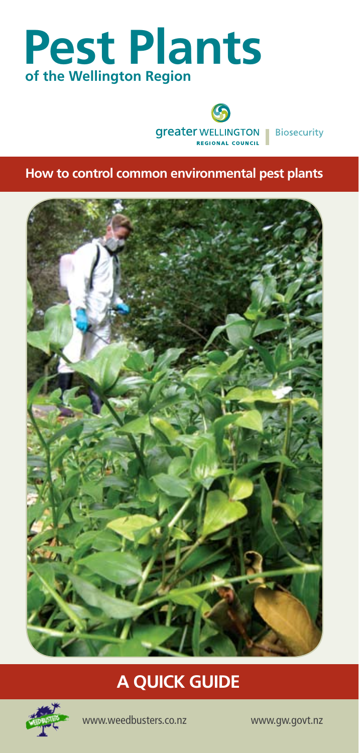# Pest Plants

## of the Wellington Region

greater WELLINGTON REGIONAL COUNCIL | Biosecurity

**How to control common environmental pest plants**

## A QUICK GUIDE

www.weedbusters.co.nz

www.gw.govt.nz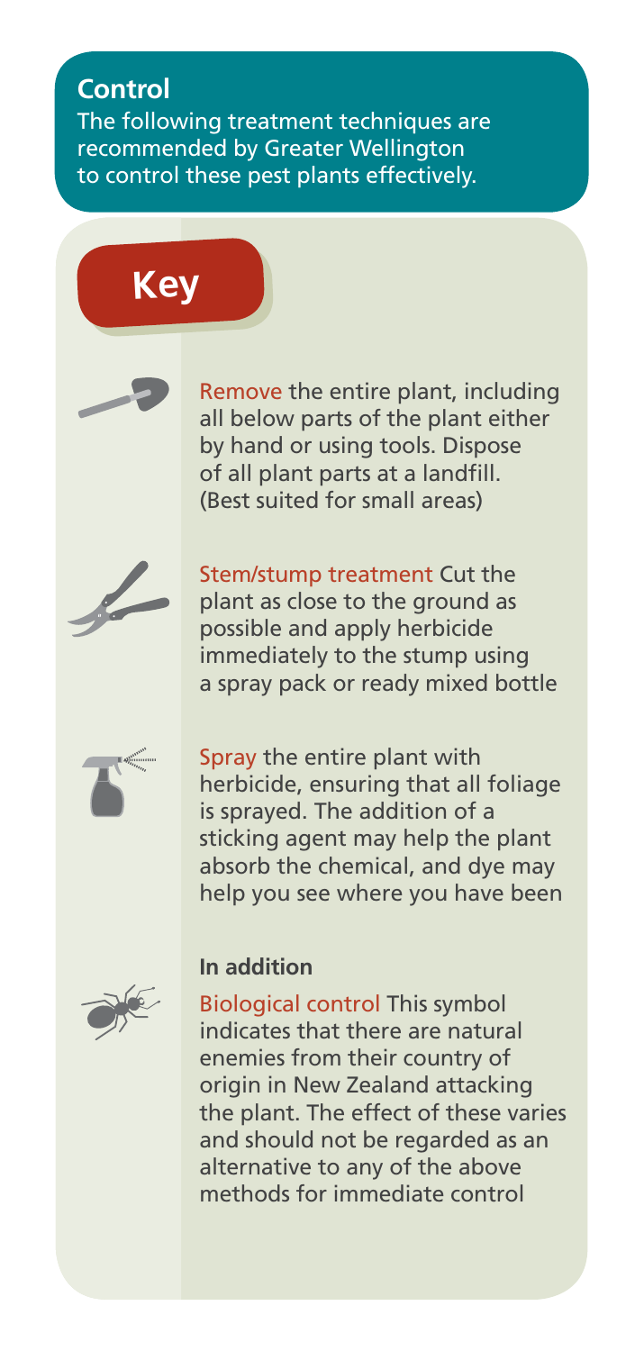## Control

The following treatment techniques are recommended by Greater Wellington to control these pest plants effectively.

## Key

**Remove** the entire plant, including all below parts of the plant either by hand or using tools. Dispose of all plant parts at a landfill. (Best suited for small areas)

**Stem/stump treatment** Cut the plant as close to the ground as possible and apply herbicide immediately to the stump using a spray pack or ready mixed bottle

**Spray** the entire plant with herbicide, ensuring that all foliage is sprayed. The addition of a sticking agent may help the plant absorb the chemical, and dye may help you see where you have been

### In addition

**Biological control** This symbol indicates that there are natural enemies from their country of origin in New Zealand attacking the plant. The effect of these varies and should not be regarded as an alternative to any of the above methods for immediate control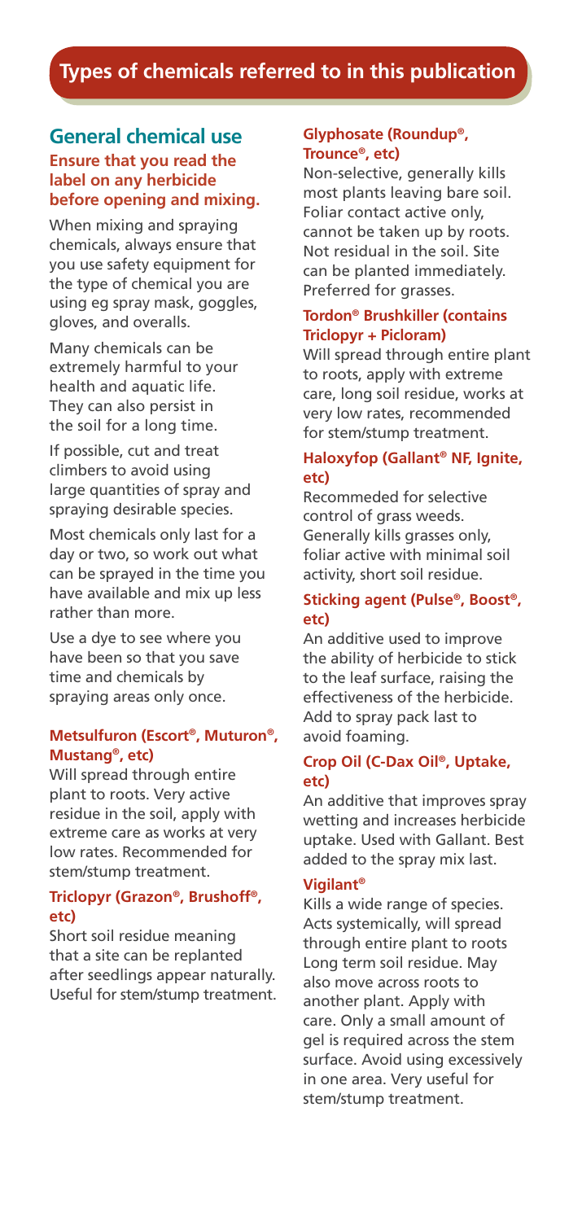## Types of chemicals referred to in this publication

### General chemical use

**Ensure that you read the label on any herbicide before opening and mixing.**

When mixing and spraying chemicals, always ensure that you use safety equipment for the type of chemical you are using eg spray mask, goggles, gloves, and overalls.

Many chemicals can be extremely harmful to your health and aquatic life. They can also persist in the soil for a long time.

If possible, cut and treat climbers to avoid using large quantities of spray and spraying desirable species.

Most chemicals only last for a day or two, so work out what can be sprayed in the time you have available and mix up less rather than more.

Use a dye to see where you have been so that you save time and chemicals by spraying areas only once.

#### Metsulfuron (Escort®, Muturon®, Mustang®, etc)

Will spread through entire plant to roots. Very active residue in the soil, apply with extreme care as works at very low rates. Recommended for stem/stump treatment.

#### Triclopyr (Grazon®, Brushoff®, etc)

Short soil residue meaning that a site can be replanted after seedlings appear naturally. Useful for stem/stump treatment.

#### Glyphosate (Roundup®, Trounce®, etc)

Non-selective, generally kills most plants leaving bare soil. Foliar contact active only, cannot be taken up by roots. Not residual in the soil. Site can be planted immediately. Preferred for grasses.

#### Tordon® Brushkiller (contains Triclopyr + Picloram)

Will spread through entire plant to roots, apply with extreme care, long soil residue, works at very low rates, recommended for stem/stump treatment.

#### Haloxyfop (Gallant® NF, Ignite, etc)

Recommeded for selective control of grass weeds. Generally kills grasses only, foliar active with minimal soil activity, short soil residue.

#### Sticking agent (Pulse®, Boost®, etc)

An additive used to improve the ability of herbicide to stick to the leaf surface, raising the effectiveness of the herbicide. Add to spray pack last to avoid foaming.

#### Crop Oil (C-Dax Oil®, Uptake, etc)

An additive that improves spray wetting and increases herbicide uptake. Used with Gallant. Best added to the spray mix last.

#### Vigilant®

Kills a wide range of species. Acts systemically, will spread through entire plant to roots Long term soil residue. May also move across roots to another plant. Apply with care. Only a small amount of gel is required across the stem surface. Avoid using excessively in one area. Very useful for stem/stump treatment.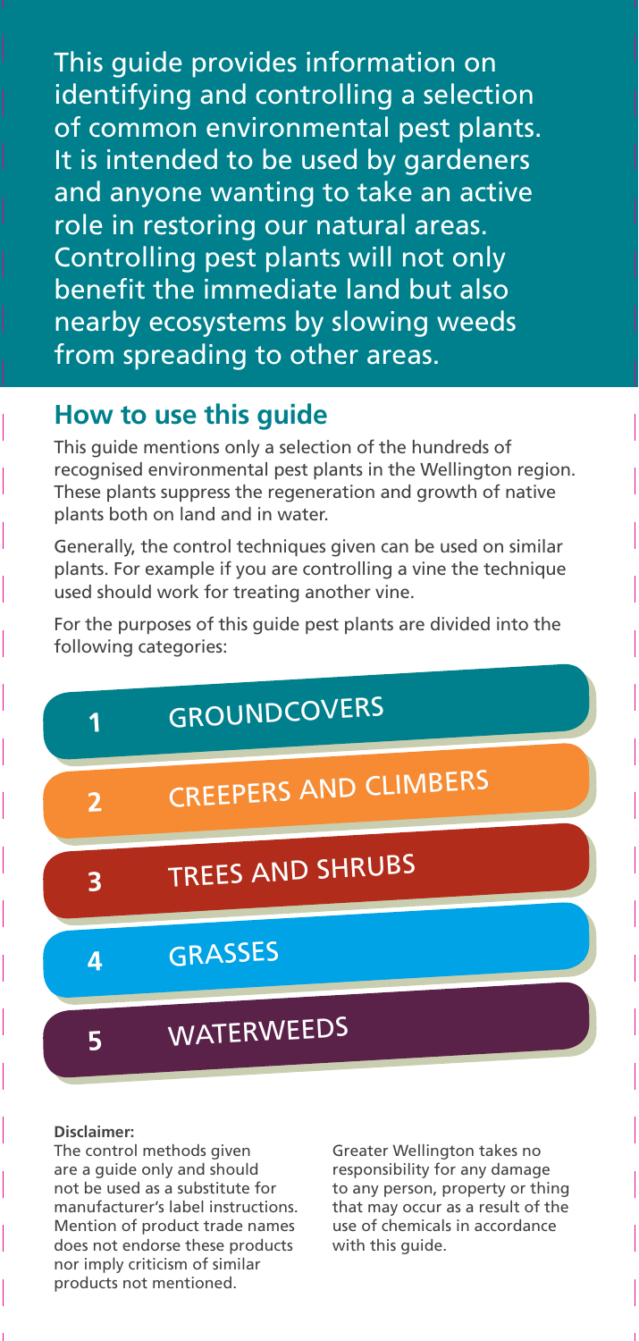This guide provides information on identifying and controlling a selection of common environmental pest plants. It is intended to be used by gardeners and anyone wanting to take an active role in restoring our natural areas. Controlling pest plants will not only benefit the immediate land but also nearby ecosystems by slowing weeds from spreading to other areas.

## How to use this guide

This guide mentions only a selection of the hundreds of recognised environmental pest plants in the Wellington region. These plants suppress the regeneration and growth of native plants both on land and in water.

Generally, the control techniques given can be used on similar plants. For example if you are controlling a vine the technique used should work for treating another vine.

For the purposes of this guide pest plants are divided into the following categories:

1. GROUNDCOVERS
2. CREEPERS AND CLIMBERS
3. TREES AND SHRUBS
4. GRASSES
5. WATERWEEDS

**Disclaimer:**
The control methods given are a guide only and should not be used as a substitute for manufacturer's label instructions. Mention of product trade names does not endorse these products nor imply criticism of similar products not mentioned.

Greater Wellington takes no responsibility for any damage to any person, property or thing that may occur as a result of the use of chemicals in accordance with this guide.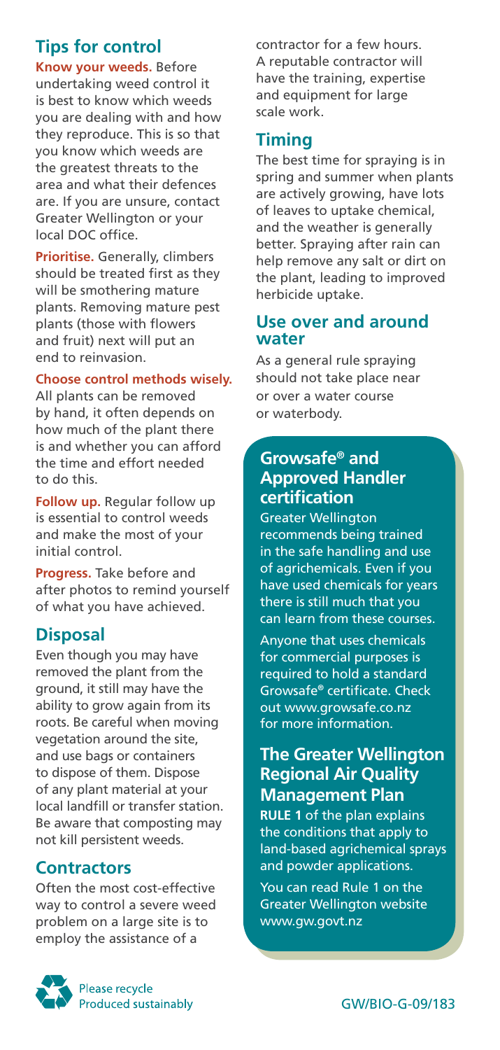## Tips for control

**Know your weeds.** Before undertaking weed control it is best to know which weeds you are dealing with and how they reproduce. This is so that you know which weeds are the greatest threats to the area and what their defences are. If you are unsure, contact Greater Wellington or your local DOC office.

**Prioritise.** Generally, climbers should be treated first as they will be smothering mature plants. Removing mature pest plants (those with flowers and fruit) next will put an end to reinvasion.

**Choose control methods wisely.** All plants can be removed by hand, it often depends on how much of the plant there is and whether you can afford the time and effort needed to do this.

**Follow up.** Regular follow up is essential to control weeds and make the most of your initial control.

**Progress.** Take before and after photos to remind yourself of what you have achieved.

## Disposal

Even though you may have removed the plant from the ground, it still may have the ability to grow again from its roots. Be careful when moving vegetation around the site, and use bags or containers to dispose of them. Dispose of any plant material at your local landfill or transfer station. Be aware that composting may not kill persistent weeds.

## Contractors

Often the most cost-effective way to control a severe weed problem on a large site is to employ the assistance of a contractor for a few hours. A reputable contractor will have the training, expertise and equipment for large scale work.

## Timing

The best time for spraying is in spring and summer when plants are actively growing, have lots of leaves to uptake chemical, and the weather is generally better. Spraying after rain can help remove any salt or dirt on the plant, leading to improved herbicide uptake.

## Use over and around water

As a general rule spraying should not take place near or over a water course or waterbody.

### Growsafe® and Approved Handler certification

Greater Wellington recommends being trained in the safe handling and use of agrichemicals. Even if you have used chemicals for years there is still much that you can learn from these courses.

Anyone that uses chemicals for commercial purposes is required to hold a standard Growsafe® certificate. Check out www.growsafe.co.nz for more information.

### The Greater Wellington Regional Air Quality Management Plan

**RULE 1** of the plan explains the conditions that apply to land-based agrichemical sprays and powder applications.

You can read Rule 1 on the Greater Wellington website www.gw.govt.nz

Please recycle
Produced sustainably

GW/BIO-G-09/183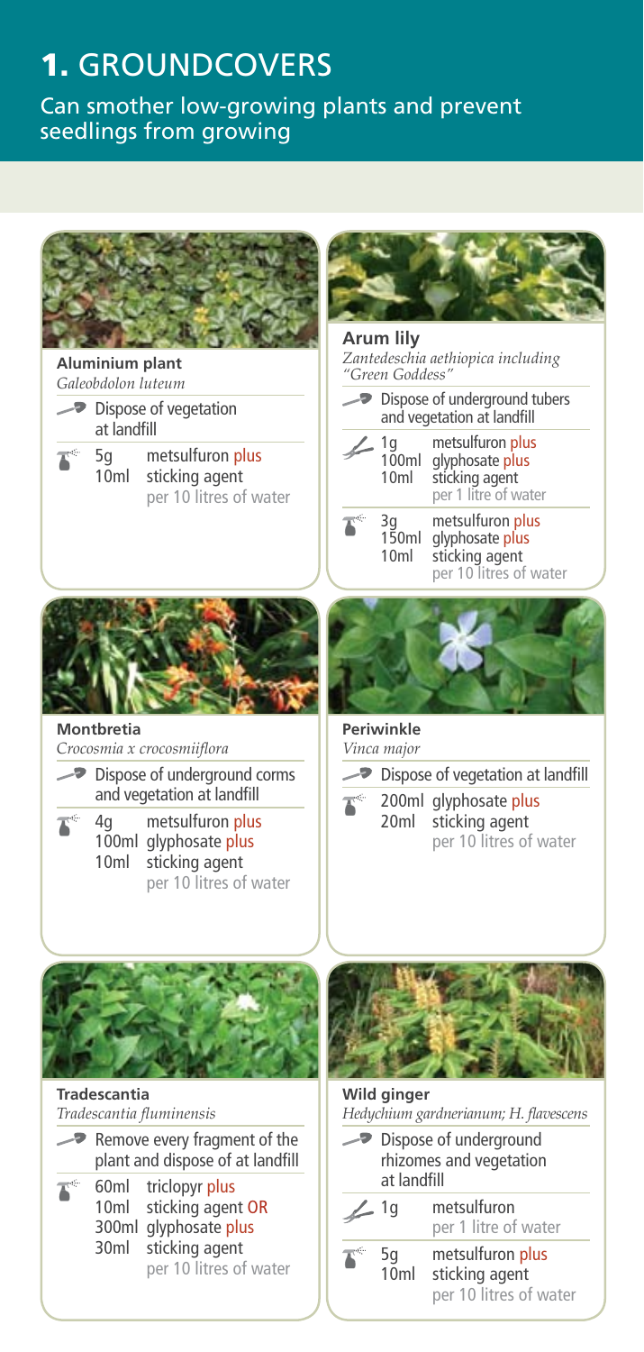# 1. GROUNDCOVERS

Can smother low-growing plants and prevent seedlings from growing

### Aluminium plant

*Galeobdolon luteum*

Dispose of vegetation at landfill

5g metsulfuron plus
10ml sticking agent
per 10 litres of water

### Arum lily

*Zantedeschia aethiopica including "Green Goddess"*

Dispose of underground tubers and vegetation at landfill

1g metsulfuron plus
100ml glyphosate plus
10ml sticking agent
per 1 litre of water

3g metsulfuron plus
150ml glyphosate plus
10ml sticking agent
per 10 litres of water

### Montbretia

*Crocosmia x crocosmiiflora*

Dispose of underground corms and vegetation at landfill

4g metsulfuron plus
100ml glyphosate plus
10ml sticking agent
per 10 litres of water

### Periwinkle

*Vinca major*

Dispose of vegetation at landfill

200ml glyphosate plus
20ml sticking agent
per 10 litres of water

### Tradescantia

*Tradescantia fluminensis*

Remove every fragment of the plant and dispose of at landfill

60ml triclopyr plus
10ml sticking agent OR
300ml glyphosate plus
30ml sticking agent
per 10 litres of water

### Wild ginger

*Hedychium gardnerianum; H. flavescens*

Dispose of underground rhizomes and vegetation at landfill

1g metsulfuron
per 1 litre of water

5g metsulfuron plus
10ml sticking agent
per 10 litres of water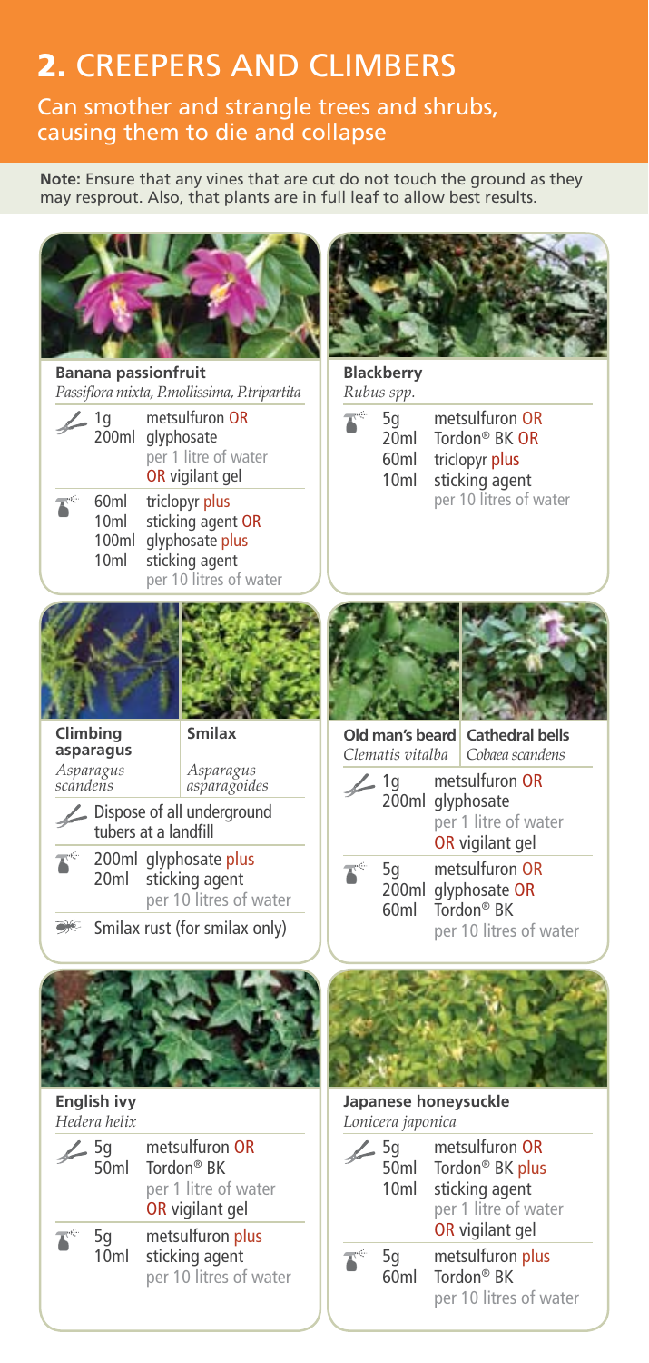## 2. CREEPERS AND CLIMBERS

Can smother and strangle trees and shrubs, causing them to die and collapse

**Note:** Ensure that any vines that are cut do not touch the ground as they may resprout. Also, that plants are in full leaf to allow best results.

### Banana passionfruit

*Passiflora mixta, P.mollissima, P.tripartita*

- 1g metsulfuron OR
- 200ml glyphosate
  per 1 litre of water
  OR vigilant gel

- 60ml triclopyr plus
- 10ml sticking agent OR
- 100ml glyphosate plus
- 10ml sticking agent
  per 10 litres of water

### Blackberry

*Rubus spp.*

- 5g metsulfuron OR
- 20ml Tordon® BK OR
- 60ml triclopyr plus
- 10ml sticking agent
  per 10 litres of water

### Climbing asparagus / Smilax

Climbing asparagus: *Asparagus scandens*

Smilax: *Asparagus asparagoides*

- Dispose of all underground tubers at a landfill

- 200ml glyphosate plus
- 20ml sticking agent
  per 10 litres of water

- Smilax rust (for smilax only)

### Old man's beard / Cathedral bells

Old man's beard: *Clematis vitalba*

Cathedral bells: *Cobaea scandens*

- 1g metsulfuron OR
- 200ml glyphosate
  per 1 litre of water
  OR vigilant gel

- 5g metsulfuron OR
- 200ml glyphosate OR
- 60ml Tordon® BK
  per 10 litres of water

### English ivy

*Hedera helix*

- 5g metsulfuron OR
- 50ml Tordon® BK
  per 1 litre of water
  OR vigilant gel

- 5g metsulfuron plus
- 10ml sticking agent
  per 10 litres of water

### Japanese honeysuckle

*Lonicera japonica*

- 5g metsulfuron OR
- 50ml Tordon® BK plus
- 10ml sticking agent
  per 1 litre of water
  OR vigilant gel

- 5g metsulfuron plus
- 60ml Tordon® BK
  per 10 litres of water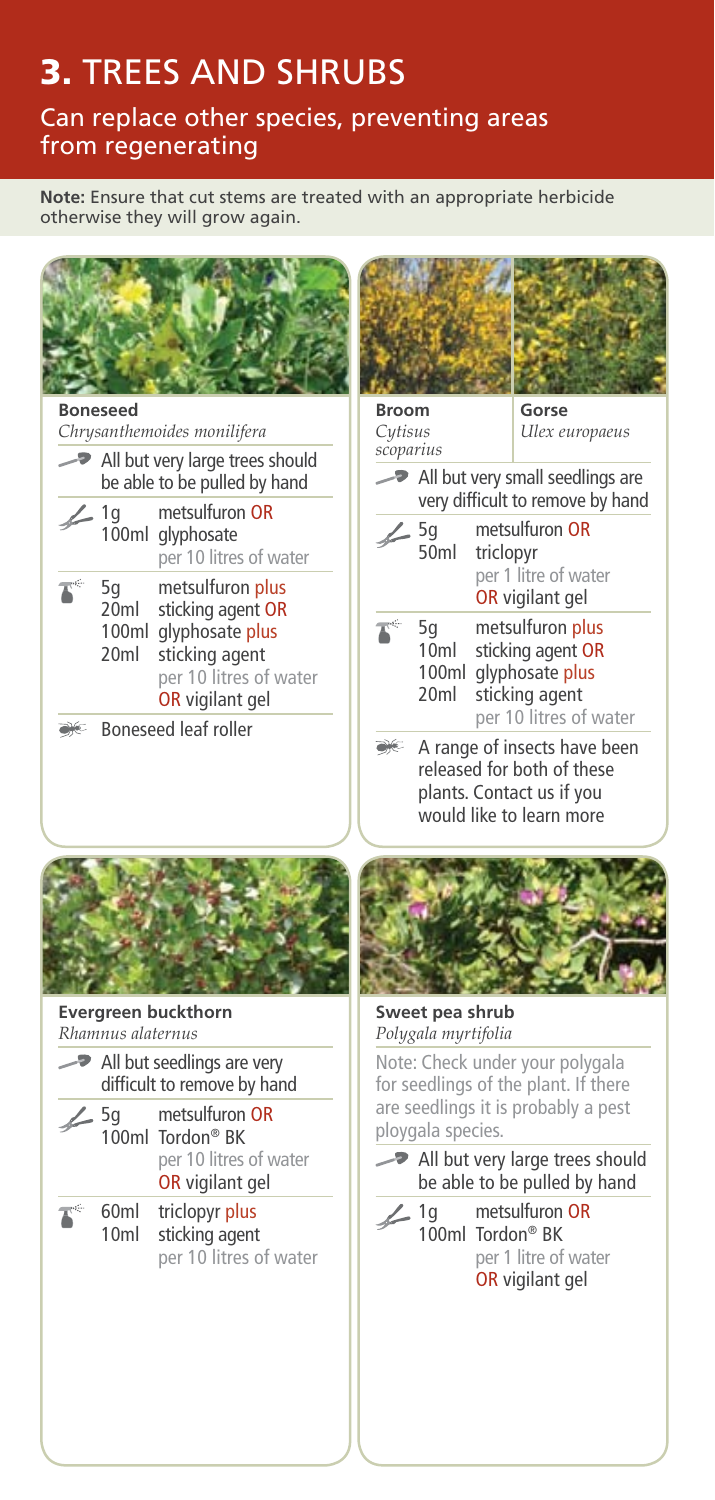# 3. TREES AND SHRUBS

## Can replace other species, preventing areas from regenerating

**Note:** Ensure that cut stems are treated with an appropriate herbicide otherwise they will grow again.

### Boneseed
*Chrysanthemoides monilifera*

- All but very large trees should be able to pull by hand
- 1g metsulfuron OR 100ml glyphosate per 10 litres of water
- 5g metsulfuron plus 20ml sticking agent OR 100ml glyphosate plus 20ml sticking agent per 10 litres of water OR vigilant gel
- Boneseed leaf roller

### Broom / Gorse
*Cytisus scoparius* / *Ulex europaeus*

- All but very small seedlings are very difficult to remove by hand
- 5g metsulfuron OR 50ml triclopyr per 1 litre of water OR vigilant gel
- 5g metsulfuron plus 10ml sticking agent OR 100ml glyphosate plus 20ml sticking agent per 10 litres of water
- A range of insects have been released for both of these plants. Contact us if you would like to learn more

### Evergreen buckthorn
*Rhamnus alaternus*

- All but seedlings are very difficult to remove by hand
- 5g metsulfuron OR 100ml Tordon® BK per 10 litres of water OR vigilant gel
- 60ml triclopyr plus 10ml sticking agent per 10 litres of water

### Sweet pea shrub
*Polygala myrtifolia*

Note: Check under your polygala for seedlings of the plant. If there are seedlings it is probably a pest ploygala species.

- All but very large trees should be able to be pulled by hand
- 1g metsulfuron OR 100ml Tordon® BK per 1 litre of water OR vigilant gel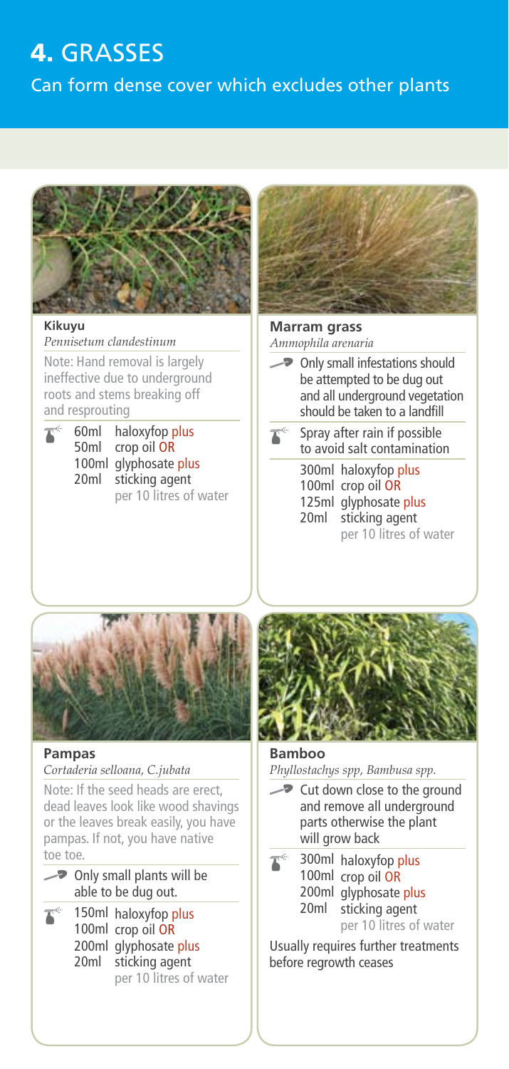# 4. GRASSES

Can form dense cover which excludes other plants

### Kikuyu

*Pennisetum clandestinum*

Note: Hand removal is largely ineffective due to underground roots and stems breaking off and resprouting

60ml haloxyfop plus
50ml crop oil OR
100ml glyphosate plus
20ml sticking agent
per 10 litres of water

### Marram grass

*Ammophila arenaria*

Only small infestations should be attempted to be dug out and all underground vegetation should be taken to a landfill

Spray after rain if possible to avoid salt contamination

300ml haloxyfop plus
100ml crop oil OR
125ml glyphosate plus
20ml sticking agent
per 10 litres of water

### Pampas

*Cortaderia selloana, C.jubata*

Note: If the seed heads are erect, dead leaves look like wood shavings or the leaves break easily, you have pampas. If not, you have native toe toe.

Only small plants will be able to be dug out.

150ml haloxyfop plus
100ml crop oil OR
200ml glyphosate plus
20ml sticking agent
per 10 litres of water

### Bamboo

*Phyllostachys spp, Bambusa spp.*

Cut down close to the ground and remove all underground parts otherwise the plant will grow back

300ml haloxyfop plus
100ml crop oil OR
200ml glyphosate plus
20ml sticking agent
per 10 litres of water

Usually requires further treatments before regrowth ceases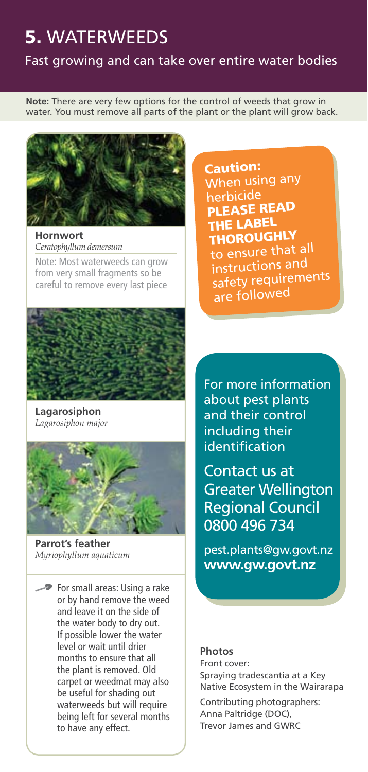# 5. WATERWEEDS

## Fast growing and can take over entire water bodies

**Note:** There are very few options for the control of weeds that grow in water. You must remove all parts of the plant or the plant will grow back.

**Hornwort**
*Ceratophyllum demersum*

Note: Most waterweeds can grow from very small fragments so be careful to remove every last piece

**Lagarosiphon**
*Lagarosiphon major*

**Parrot's feather**
*Myriophyllum aquaticum*

- For small areas: Using a rake or by hand remove the weed and leave it on the side of the water body to dry out. If possible lower the water level or wait until drier months to ensure that all the plant is removed. Old carpet or weedmat may also be useful for shading out waterweeds but will require being left for several months to have any effect.

**Caution:**
When using any herbicide
**PLEASE READ THE LABEL THOROUGHLY**
to ensure that all instructions and safety requirements are followed

For more information about pest plants and their control including their identification

Contact us at Greater Wellington Regional Council 0800 496 734

pest.plants@gw.govt.nz
**www.gw.govt.nz**

**Photos**

Front cover:
Spraying tradescantia at a Key Native Ecosystem in the Wairarapa

Contributing photographers:
Anna Paltridge (DOC), Trevor James and GWRC